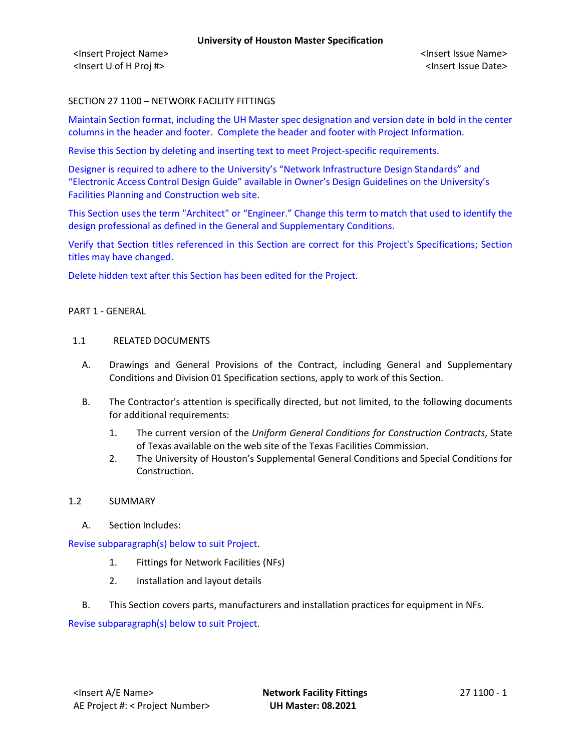SECTION 27 1100 – NETWORK FACILITY FITTINGS

Maintain Section format, including the UH Master spec designation and version date in bold in the center columns in the header and footer. Complete the header and footer with Project Information.

Revise this Section by deleting and inserting text to meet Project-specific requirements.

Designer is required to adhere to the University's "Network Infrastructure Design Standards" and "Electronic Access Control Design Guide" available in Owner's Design Guidelines on the University's Facilities Planning and Construction web site.

This Section uses the term "Architect" or "Engineer." Change this term to match that used to identify the design professional as defined in the General and Supplementary Conditions.

Verify that Section titles referenced in this Section are correct for this Project's Specifications; Section titles may have changed.

Delete hidden text after this Section has been edited for the Project.

## PART 1 - GENERAL

### 1.1 RELATED DOCUMENTS

A. Drawings and General Provisions of the Contract, including General and Supplementary Conditions and Division 01 Specification sections, apply to work of this Section.

B. The Contractor's attention is specifically directed, but not limited, to the following documents for additional requirements:

1. The current version of the *Uniform General Conditions for Construction Contracts*, State of Texas available on the web site of the Texas Facilities Commission.
2. The University of Houston's Supplemental General Conditions and Special Conditions for Construction.

### 1.2 SUMMARY

A. Section Includes:

Revise subparagraph(s) below to suit Project.

1. Fittings for Network Facilities (NFs)
2. Installation and layout details

B. This Section covers parts, manufacturers and installation practices for equipment in NFs.

Revise subparagraph(s) below to suit Project.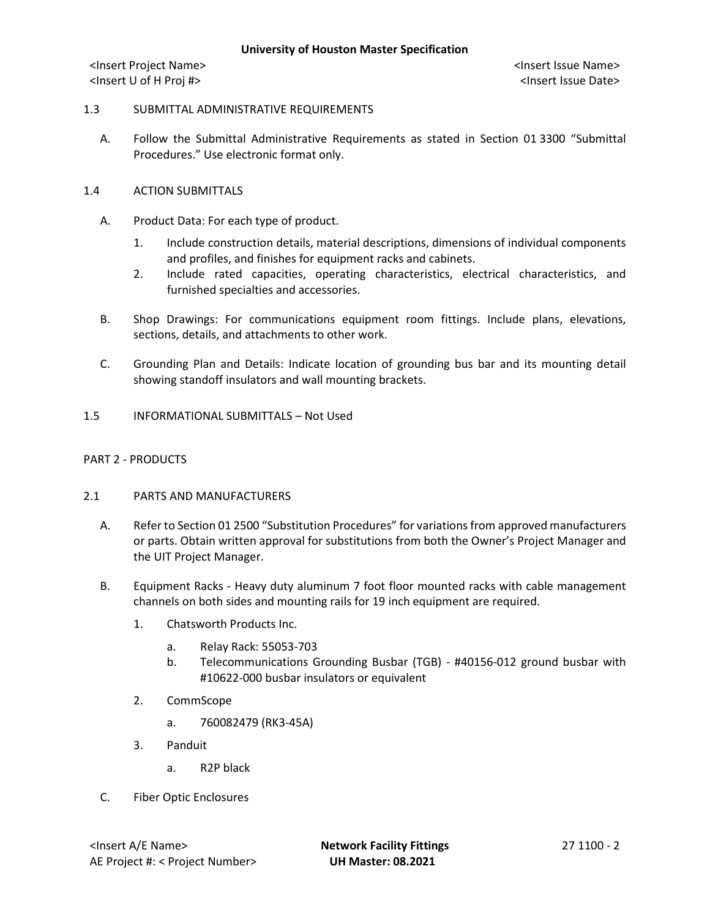## 1.3 SUBMITTAL ADMINISTRATIVE REQUIREMENTS

A. Follow the Submittal Administrative Requirements as stated in Section 01 3300 "Submittal Procedures." Use electronic format only.

## 1.4 ACTION SUBMITTALS

A. Product Data: For each type of product.

1. Include construction details, material descriptions, dimensions of individual components and profiles, and finishes for equipment racks and cabinets.
2. Include rated capacities, operating characteristics, electrical characteristics, and furnished specialties and accessories.

B. Shop Drawings: For communications equipment room fittings. Include plans, elevations, sections, details, and attachments to other work.

C. Grounding Plan and Details: Indicate location of grounding bus bar and its mounting detail showing standoff insulators and wall mounting brackets.

## 1.5 INFORMATIONAL SUBMITTALS – Not Used

# PART 2 - PRODUCTS

## 2.1 PARTS AND MANUFACTURERS

A. Refer to Section 01 2500 "Substitution Procedures" for variations from approved manufacturers or parts. Obtain written approval for substitutions from both the Owner's Project Manager and the UIT Project Manager.

B. Equipment Racks - Heavy duty aluminum 7 foot floor mounted racks with cable management channels on both sides and mounting rails for 19 inch equipment are required.

1. Chatsworth Products Inc.
   a. Relay Rack: 55053-703
   b. Telecommunications Grounding Busbar (TGB) - #40156-012 ground busbar with #10622-000 busbar insulators or equivalent
2. CommScope
   a. 760082479 (RK3-45A)
3. Panduit
   a. R2P black

C. Fiber Optic Enclosures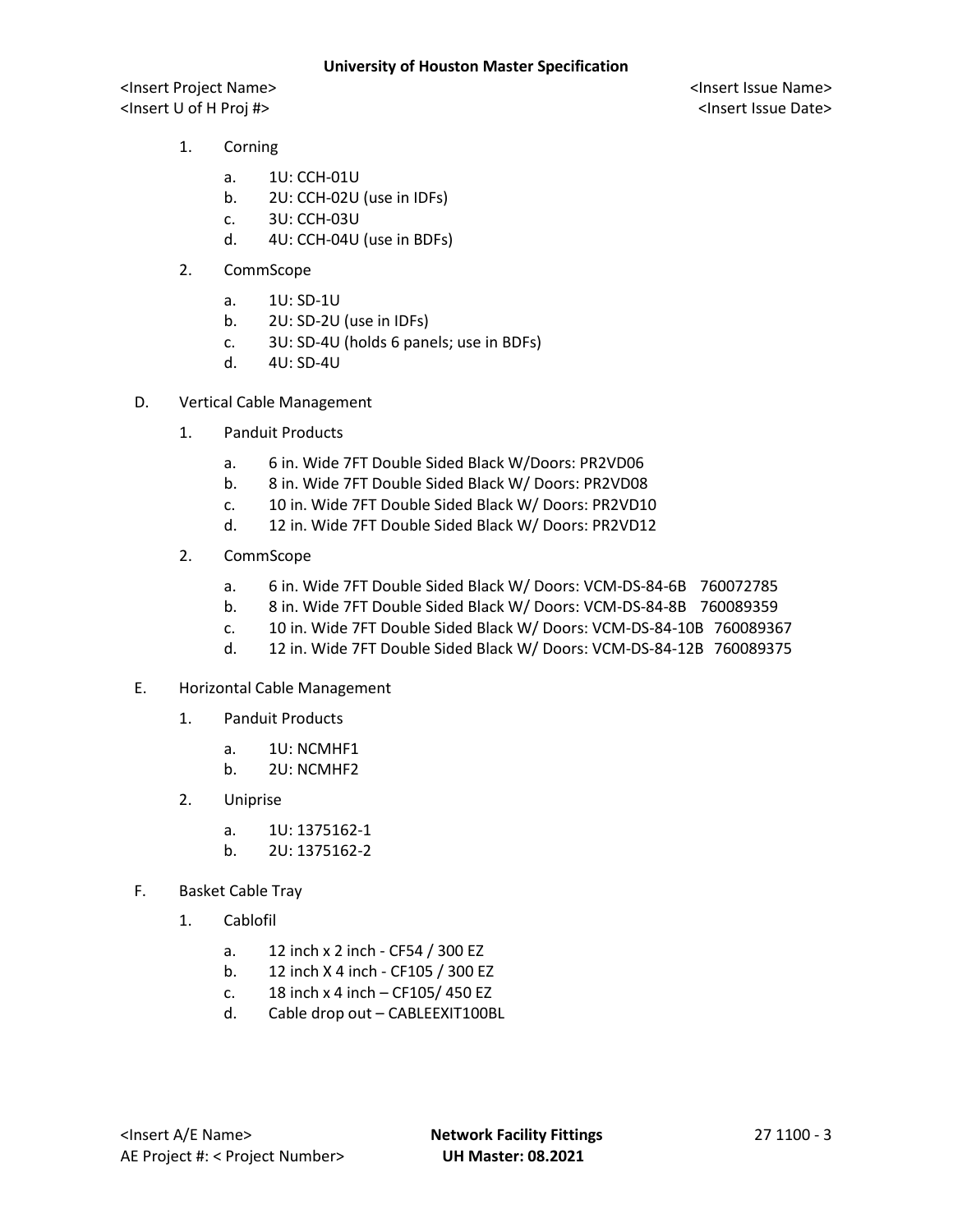1. Corning

   a. 1U: CCH-01U
   b. 2U: CCH-02U (use in IDFs)
   c. 3U: CCH-03U
   d. 4U: CCH-04U (use in BDFs)

2. CommScope

   a. 1U: SD-1U
   b. 2U: SD-2U (use in IDFs)
   c. 3U: SD-4U (holds 6 panels; use in BDFs)
   d. 4U: SD-4U

D. Vertical Cable Management

1. Panduit Products

   a. 6 in. Wide 7FT Double Sided Black W/Doors: PR2VD06
   b. 8 in. Wide 7FT Double Sided Black W/ Doors: PR2VD08
   c. 10 in. Wide 7FT Double Sided Black W/ Doors: PR2VD10
   d. 12 in. Wide 7FT Double Sided Black W/ Doors: PR2VD12

2. CommScope

   a. 6 in. Wide 7FT Double Sided Black W/ Doors: VCM-DS-84-6B 760072785
   b. 8 in. Wide 7FT Double Sided Black W/ Doors: VCM-DS-84-8B 760089359
   c. 10 in. Wide 7FT Double Sided Black W/ Doors: VCM-DS-84-10B 760089367
   d. 12 in. Wide 7FT Double Sided Black W/ Doors: VCM-DS-84-12B 760089375

E. Horizontal Cable Management

1. Panduit Products

   a. 1U: NCMHF1
   b. 2U: NCMHF2

2. Uniprise

   a. 1U: 1375162-1
   b. 2U: 1375162-2

F. Basket Cable Tray

1. Cablofil

   a. 12 inch x 2 inch - CF54 / 300 EZ
   b. 12 inch X 4 inch - CF105 / 300 EZ
   c. 18 inch x 4 inch – CF105/ 450 EZ
   d. Cable drop out – CABLEEXIT100BL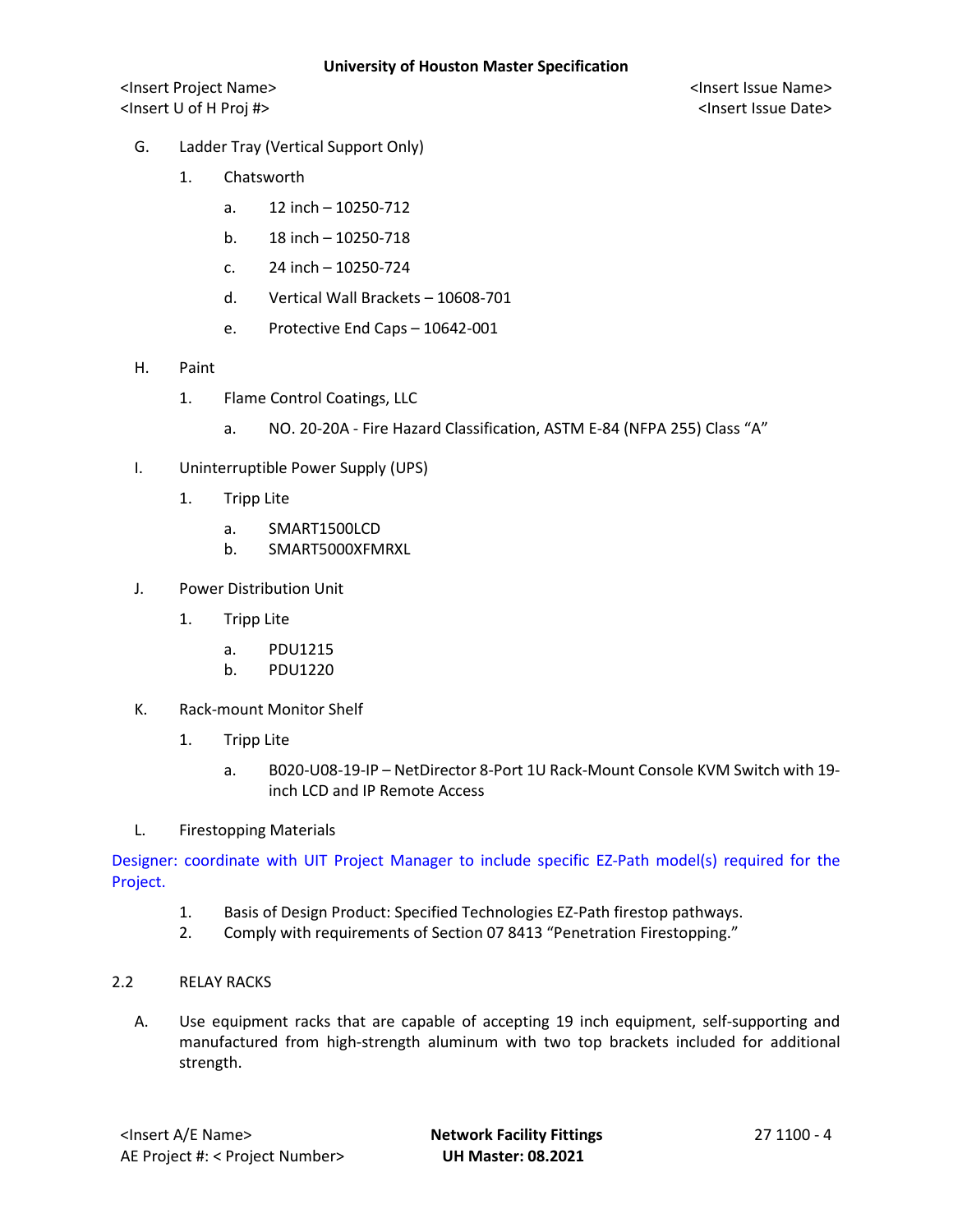G. Ladder Tray (Vertical Support Only)

1. Chatsworth

   a. 12 inch – 10250-712

   b. 18 inch – 10250-718

   c. 24 inch – 10250-724

   d. Vertical Wall Brackets – 10608-701

   e. Protective End Caps – 10642-001

H. Paint

1. Flame Control Coatings, LLC

   a. NO. 20-20A - Fire Hazard Classification, ASTM E-84 (NFPA 255) Class "A"

I. Uninterruptible Power Supply (UPS)

1. Tripp Lite

   a. SMART1500LCD
   b. SMART5000XFMRXL

J. Power Distribution Unit

1. Tripp Lite

   a. PDU1215
   b. PDU1220

K. Rack-mount Monitor Shelf

1. Tripp Lite

   a. B020-U08-19-IP – NetDirector 8-Port 1U Rack-Mount Console KVM Switch with 19-inch LCD and IP Remote Access

L. Firestopping Materials

Designer: coordinate with UIT Project Manager to include specific EZ-Path model(s) required for the Project.

1. Basis of Design Product: Specified Technologies EZ-Path firestop pathways.
2. Comply with requirements of Section 07 8413 "Penetration Firestopping."

## 2.2 RELAY RACKS

A. Use equipment racks that are capable of accepting 19 inch equipment, self-supporting and manufactured from high-strength aluminum with two top brackets included for additional strength.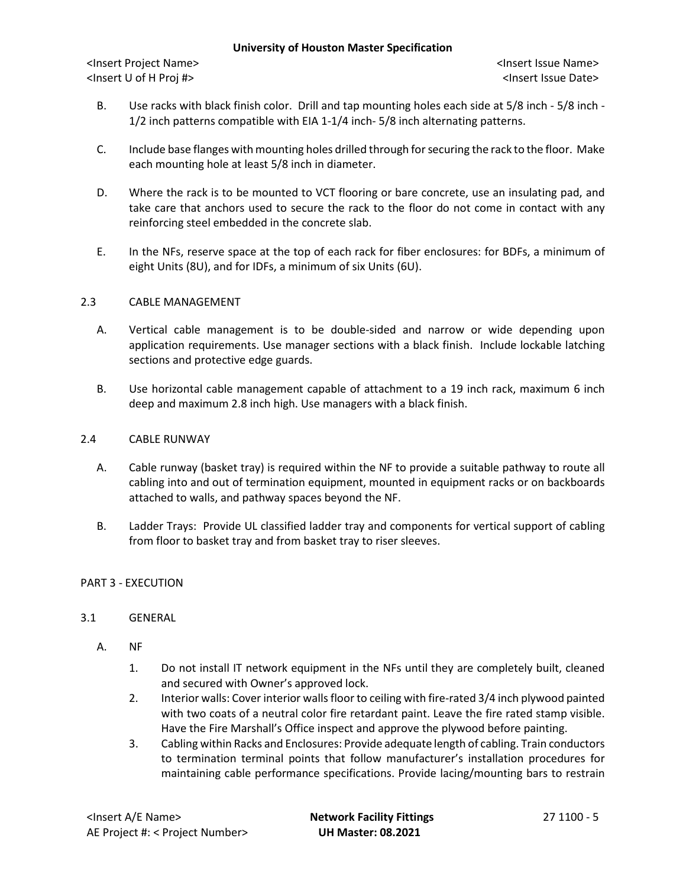B. Use racks with black finish color. Drill and tap mounting holes each side at 5/8 inch - 5/8 inch - 1/2 inch patterns compatible with EIA 1-1/4 inch- 5/8 inch alternating patterns.

C. Include base flanges with mounting holes drilled through for securing the rack to the floor. Make each mounting hole at least 5/8 inch in diameter.

D. Where the rack is to be mounted to VCT flooring or bare concrete, use an insulating pad, and take care that anchors used to secure the rack to the floor do not come in contact with any reinforcing steel embedded in the concrete slab.

E. In the NFs, reserve space at the top of each rack for fiber enclosures: for BDFs, a minimum of eight Units (8U), and for IDFs, a minimum of six Units (6U).

## 2.3 CABLE MANAGEMENT

A. Vertical cable management is to be double-sided and narrow or wide depending upon application requirements. Use manager sections with a black finish. Include lockable latching sections and protective edge guards.

B. Use horizontal cable management capable of attachment to a 19 inch rack, maximum 6 inch deep and maximum 2.8 inch high. Use managers with a black finish.

## 2.4 CABLE RUNWAY

A. Cable runway (basket tray) is required within the NF to provide a suitable pathway to route all cabling into and out of termination equipment, mounted in equipment racks or on backboards attached to walls, and pathway spaces beyond the NF.

B. Ladder Trays: Provide UL classified ladder tray and components for vertical support of cabling from floor to basket tray and from basket tray to riser sleeves.

# PART 3 - EXECUTION

## 3.1 GENERAL

A. NF

1. Do not install IT network equipment in the NFs until they are completely built, cleaned and secured with Owner's approved lock.
2. Interior walls: Cover interior walls floor to ceiling with fire-rated 3/4 inch plywood painted with two coats of a neutral color fire retardant paint. Leave the fire rated stamp visible. Have the Fire Marshall's Office inspect and approve the plywood before painting.
3. Cabling within Racks and Enclosures: Provide adequate length of cabling. Train conductors to termination terminal points that follow manufacturer's installation procedures for maintaining cable performance specifications. Provide lacing/mounting bars to restrain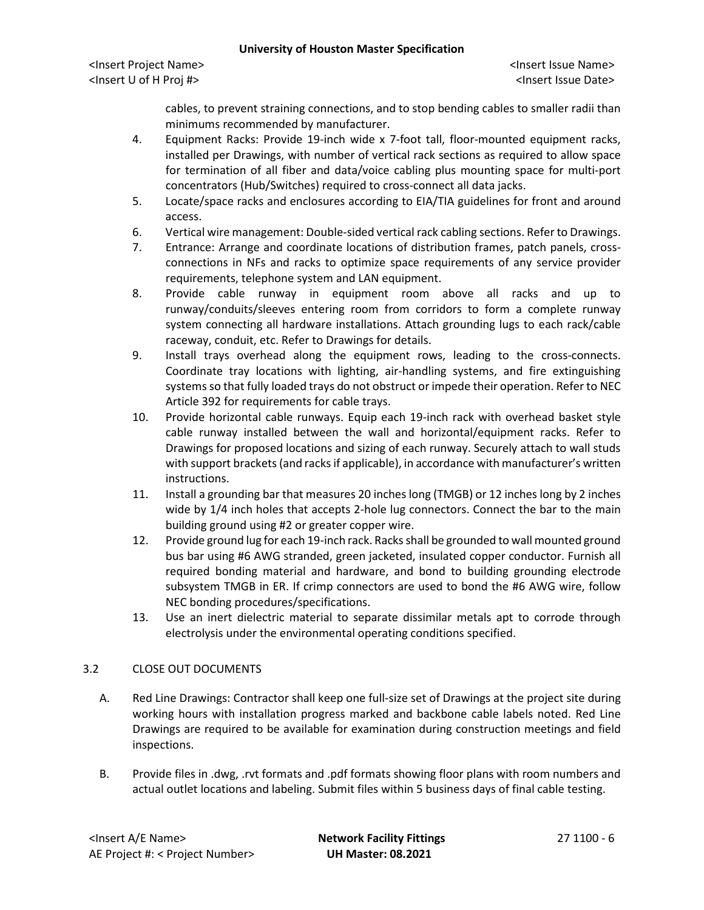cables, to prevent straining connections, and to stop bending cables to smaller radii than minimums recommended by manufacturer.

4. Equipment Racks: Provide 19-inch wide x 7-foot tall, floor-mounted equipment racks, installed per Drawings, with number of vertical rack sections as required to allow space for termination of all fiber and data/voice cabling plus mounting space for multi-port concentrators (Hub/Switches) required to cross-connect all data jacks.
5. Locate/space racks and enclosures according to EIA/TIA guidelines for front and around access.
6. Vertical wire management: Double-sided vertical rack cabling sections. Refer to Drawings.
7. Entrance: Arrange and coordinate locations of distribution frames, patch panels, cross-connections in NFs and racks to optimize space requirements of any service provider requirements, telephone system and LAN equipment.
8. Provide cable runway in equipment room above all racks and up to runway/conduits/sleeves entering room from corridors to form a complete runway system connecting all hardware installations. Attach grounding lugs to each rack/cable raceway, conduit, etc. Refer to Drawings for details.
9. Install trays overhead along the equipment rows, leading to the cross-connects. Coordinate tray locations with lighting, air-handling systems, and fire extinguishing systems so that fully loaded trays do not obstruct or impede their operation. Refer to NEC Article 392 for requirements for cable trays.
10. Provide horizontal cable runways. Equip each 19-inch rack with overhead basket style cable runway installed between the wall and horizontal/equipment racks. Refer to Drawings for proposed locations and sizing of each runway. Securely attach to wall studs with support brackets (and racks if applicable), in accordance with manufacturer's written instructions.
11. Install a grounding bar that measures 20 inches long (TMGB) or 12 inches long by 2 inches wide by 1/4 inch holes that accepts 2-hole lug connectors. Connect the bar to the main building ground using #2 or greater copper wire.
12. Provide ground lug for each 19-inch rack. Racks shall be grounded to wall mounted ground bus bar using #6 AWG stranded, green jacketed, insulated copper conductor. Furnish all required bonding material and hardware, and bond to building grounding electrode subsystem TMGB in ER. If crimp connectors are used to bond the #6 AWG wire, follow NEC bonding procedures/specifications.
13. Use an inert dielectric material to separate dissimilar metals apt to corrode through electrolysis under the environmental operating conditions specified.

## 3.2 CLOSE OUT DOCUMENTS

A. Red Line Drawings: Contractor shall keep one full-size set of Drawings at the project site during working hours with installation progress marked and backbone cable labels noted. Red Line Drawings are required to be available for examination during construction meetings and field inspections.

B. Provide files in .dwg, .rvt formats and .pdf formats showing floor plans with room numbers and actual outlet locations and labeling. Submit files within 5 business days of final cable testing.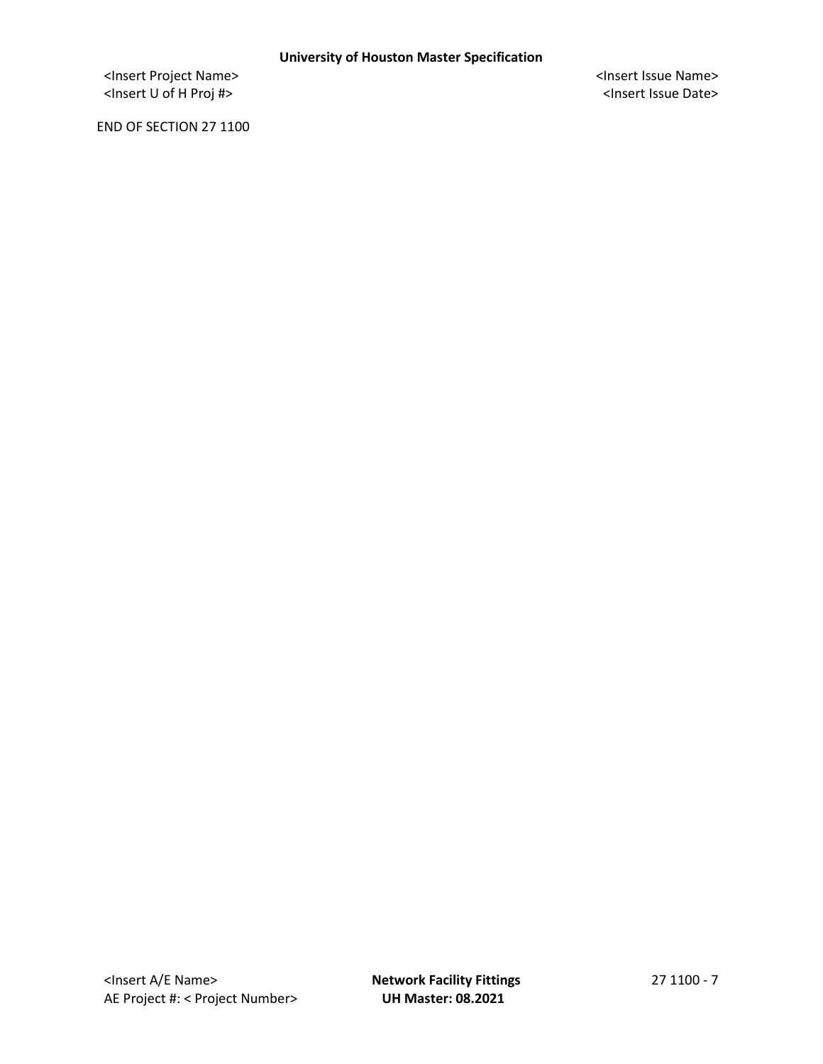END OF SECTION 27 1100